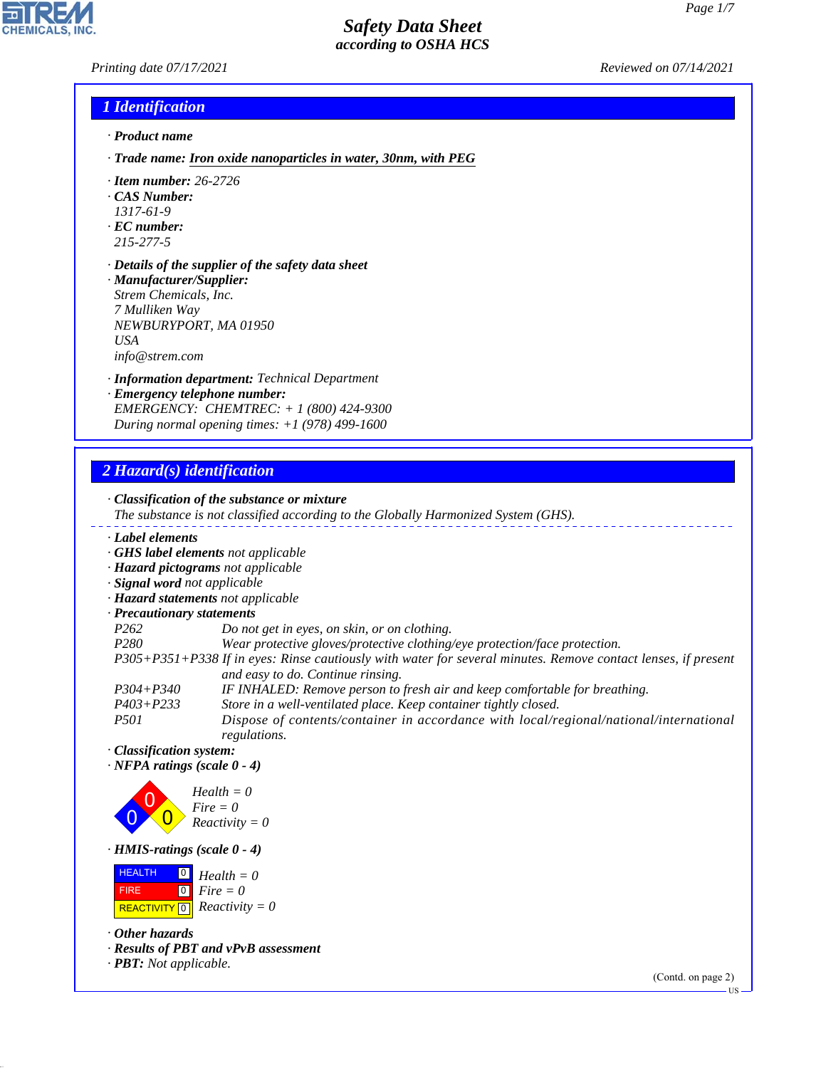# Safety Data Sheet
## according to OSHA HCS

Printing date 07/17/2021 Reviewed on 07/14/2021

## 1 Identification

· **Product name**

· **Trade name: Iron oxide nanoparticles in water, 30nm, with PEG**

· **Item number:** 26-2726

· **CAS Number:**
1317-61-9

· **EC number:**
215-277-5

· **Details of the supplier of the safety data sheet**

· **Manufacturer/Supplier:**
Strem Chemicals, Inc.
7 Mulliken Way
NEWBURYPORT, MA 01950
USA
info@strem.com

· **Information department:** Technical Department

· **Emergency telephone number:**
EMERGENCY: CHEMTREC: + 1 (800) 424-9300
During normal opening times: +1 (978) 499-1600

## 2 Hazard(s) identification

· **Classification of the substance or mixture**
The substance is not classified according to the Globally Harmonized System (GHS).

· **Label elements**
· **GHS label elements** not applicable
· **Hazard pictograms** not applicable
· **Signal word** not applicable
· **Hazard statements** not applicable
· **Precautionary statements**

| | |
|---|---|
| P262 | Do not get in eyes, on skin, or on clothing. |
| P280 | Wear protective gloves/protective clothing/eye protection/face protection. |
| P305+P351+P338 | If in eyes: Rinse cautiously with water for several minutes. Remove contact lenses, if present and easy to do. Continue rinsing. |
| P304+P340 | IF INHALED: Remove person to fresh air and keep comfortable for breathing. |
| P403+P233 | Store in a well-ventilated place. Keep container tightly closed. |
| P501 | Dispose of contents/container in accordance with local/regional/national/international regulations. |

· **Classification system:**
· **NFPA ratings (scale 0 - 4)**

Health = 0
Fire = 0
Reactivity = 0

· **HMIS-ratings (scale 0 - 4)**

| | | |
|---|---|---|
| HEALTH | 0 | Health = 0 |
| FIRE | 0 | Fire = 0 |
| REACTIVITY | 0 | Reactivity = 0 |

· **Other hazards**
· **Results of PBT and vPvB assessment**
· **PBT:** Not applicable.

(Contd. on page 2)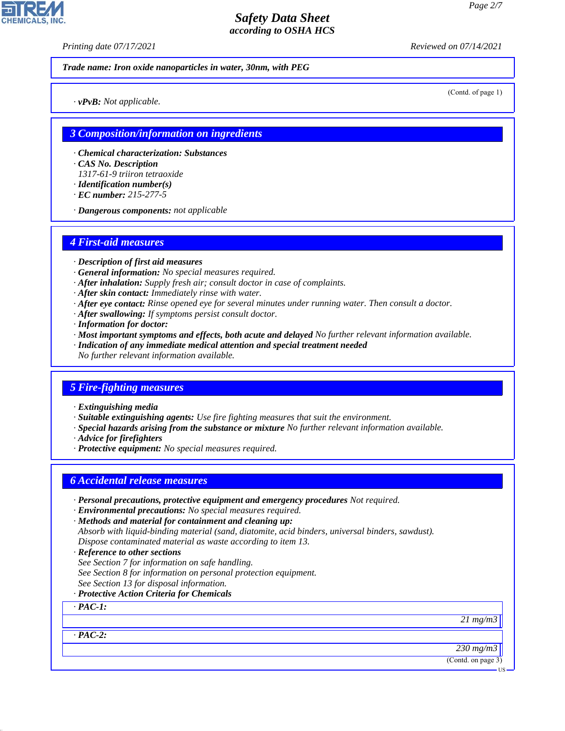**Trade name: Iron oxide nanoparticles in water, 30nm, with PEG**

(Contd. of page 1)

· **vPvB:** Not applicable.

## 3 Composition/information on ingredients

· **Chemical characterization: Substances**
· **CAS No. Description**
1317-61-9 triiron tetraoxide
· **Identification number(s)**
· **EC number:** 215-277-5

· **Dangerous components:** not applicable

## 4 First-aid measures

· **Description of first aid measures**
· **General information:** No special measures required.
· **After inhalation:** Supply fresh air; consult doctor in case of complaints.
· **After skin contact:** Immediately rinse with water.
· **After eye contact:** Rinse opened eye for several minutes under running water. Then consult a doctor.
· **After swallowing:** If symptoms persist consult doctor.
· **Information for doctor:**
· **Most important symptoms and effects, both acute and delayed** No further relevant information available.
· **Indication of any immediate medical attention and special treatment needed**
No further relevant information available.

## 5 Fire-fighting measures

· **Extinguishing media**
· **Suitable extinguishing agents:** Use fire fighting measures that suit the environment.
· **Special hazards arising from the substance or mixture** No further relevant information available.
· **Advice for firefighters**
· **Protective equipment:** No special measures required.

## 6 Accidental release measures

· **Personal precautions, protective equipment and emergency procedures** Not required.
· **Environmental precautions:** No special measures required.
· **Methods and material for containment and cleaning up:**
Absorb with liquid-binding material (sand, diatomite, acid binders, universal binders, sawdust).
Dispose contaminated material as waste according to item 13.
· **Reference to other sections**
See Section 7 for information on safe handling.
See Section 8 for information on personal protection equipment.
See Section 13 for disposal information.
· **Protective Action Criteria for Chemicals**

| · **PAC-1:** |
|---|
| 21 mg/m3 |

| · **PAC-2:** |
|---|
| 230 mg/m3 |

(Contd. on page 3)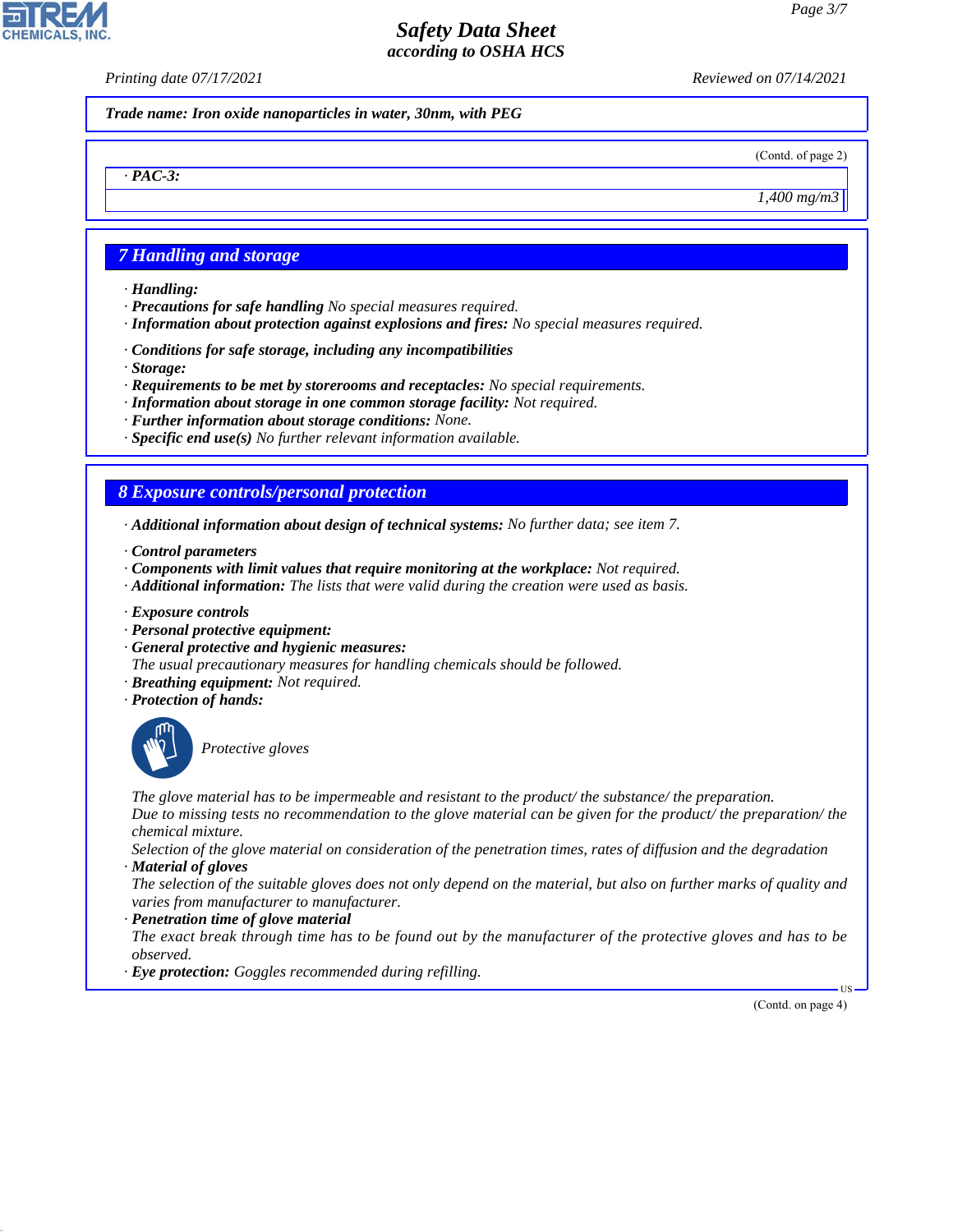Trade name: Iron oxide nanoparticles in water, 30nm, with PEG

(Contd. of page 2)

| · PAC-3: |
| --- |
| 1,400 mg/m3 |

## 7 Handling and storage

· **Handling:**
· **Precautions for safe handling** No special measures required.
· **Information about protection against explosions and fires:** No special measures required.

· **Conditions for safe storage, including any incompatibilities**
· **Storage:**
· **Requirements to be met by storerooms and receptacles:** No special requirements.
· **Information about storage in one common storage facility:** Not required.
· **Further information about storage conditions:** None.
· **Specific end use(s)** No further relevant information available.

## 8 Exposure controls/personal protection

· **Additional information about design of technical systems:** No further data; see item 7.

· **Control parameters**
· **Components with limit values that require monitoring at the workplace:** Not required.
· **Additional information:** The lists that were valid during the creation were used as basis.

· **Exposure controls**
· **Personal protective equipment:**
· **General protective and hygienic measures:**
The usual precautionary measures for handling chemicals should be followed.
· **Breathing equipment:** Not required.
· **Protection of hands:**

Protective gloves

The glove material has to be impermeable and resistant to the product/ the substance/ the preparation.
Due to missing tests no recommendation to the glove material can be given for the product/ the preparation/ the chemical mixture.
Selection of the glove material on consideration of the penetration times, rates of diffusion and the degradation
· **Material of gloves**
The selection of the suitable gloves does not only depend on the material, but also on further marks of quality and varies from manufacturer to manufacturer.
· **Penetration time of glove material**
The exact break through time has to be found out by the manufacturer of the protective gloves and has to be observed.
· **Eye protection:** Goggles recommended during refilling.

(Contd. on page 4)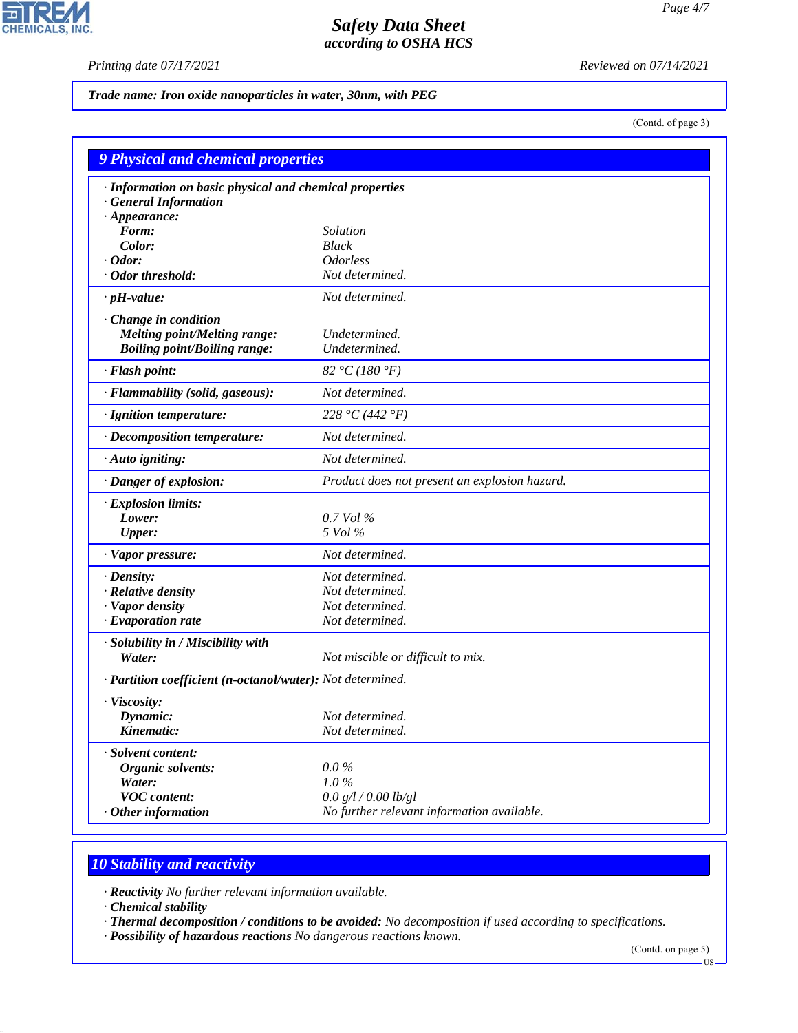**Trade name: Iron oxide nanoparticles in water, 30nm, with PEG**

(Contd. of page 3)

## 9 Physical and chemical properties

| | |
|---|---|
| · **Information on basic physical and chemical properties** | |
| · **General Information** | |
| · **Appearance:** | |
| **Form:** | Solution |
| **Color:** | Black |
| · **Odor:** | Odorless |
| · **Odor threshold:** | Not determined. |
| · **pH-value:** | Not determined. |
| · **Change in condition** | |
| **Melting point/Melting range:** | Undetermined. |
| **Boiling point/Boiling range:** | Undetermined. |
| · **Flash point:** | 82 °C (180 °F) |
| · **Flammability (solid, gaseous):** | Not determined. |
| · **Ignition temperature:** | 228 °C (442 °F) |
| · **Decomposition temperature:** | Not determined. |
| · **Auto igniting:** | Not determined. |
| · **Danger of explosion:** | Product does not present an explosion hazard. |
| · **Explosion limits:** | |
| **Lower:** | 0.7 Vol % |
| **Upper:** | 5 Vol % |
| · **Vapor pressure:** | Not determined. |
| · **Density:** | Not determined. |
| · **Relative density** | Not determined. |
| · **Vapor density** | Not determined. |
| · **Evaporation rate** | Not determined. |
| · **Solubility in / Miscibility with** | |
| **Water:** | Not miscible or difficult to mix. |
| · **Partition coefficient (n-octanol/water):** | Not determined. |
| · **Viscosity:** | |
| **Dynamic:** | Not determined. |
| **Kinematic:** | Not determined. |
| · **Solvent content:** | |
| **Organic solvents:** | 0.0 % |
| **Water:** | 1.0 % |
| **VOC content:** | 0.0 g/l / 0.00 lb/gl |
| · **Other information** | No further relevant information available. |

## 10 Stability and reactivity

· **Reactivity** No further relevant information available.
· **Chemical stability**
· **Thermal decomposition / conditions to be avoided:** No decomposition if used according to specifications.
· **Possibility of hazardous reactions** No dangerous reactions known.

(Contd. on page 5)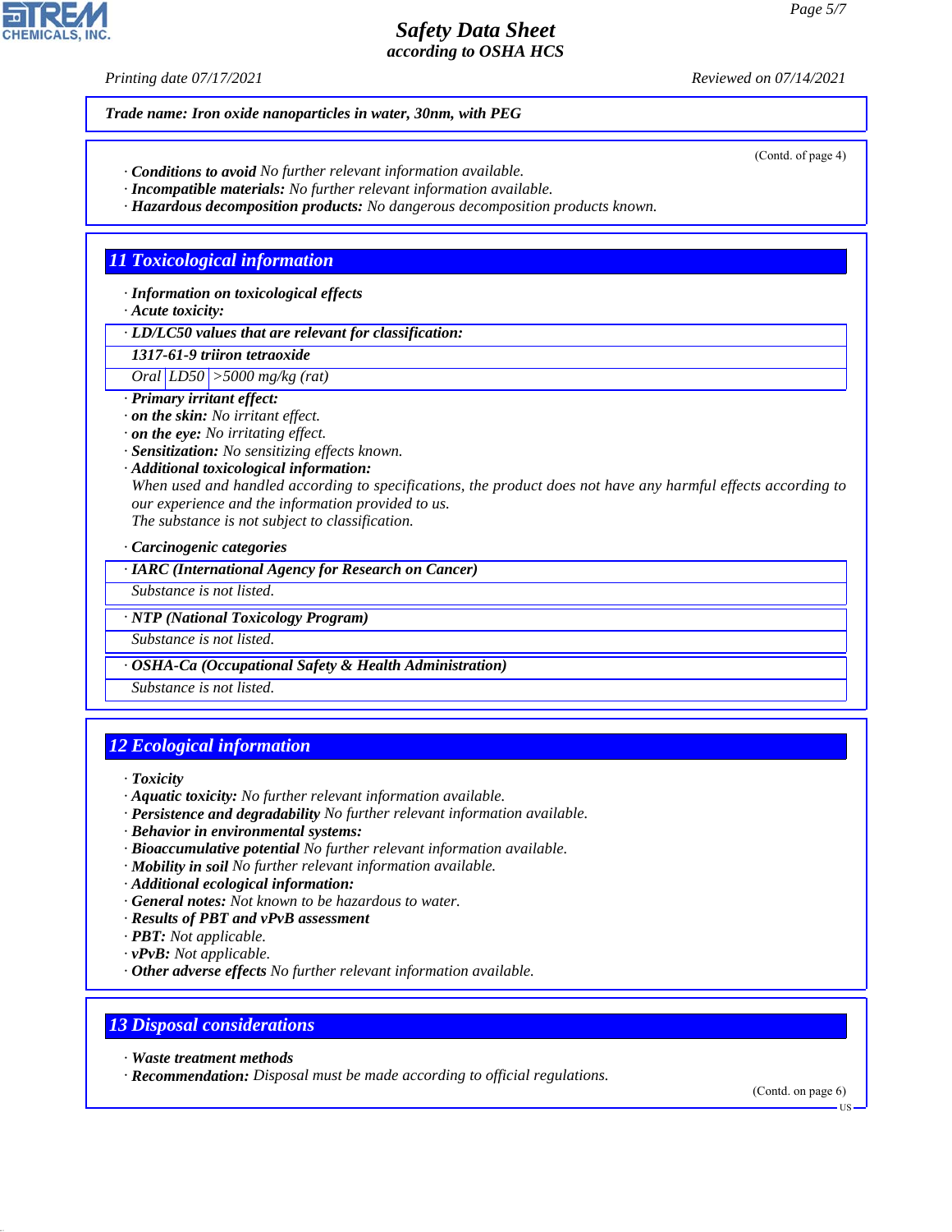**Trade name: Iron oxide nanoparticles in water, 30nm, with PEG**

(Contd. of page 4)

· **Conditions to avoid** No further relevant information available.
· **Incompatible materials:** No further relevant information available.
· **Hazardous decomposition products:** No dangerous decomposition products known.

## 11 Toxicological information

· **Information on toxicological effects**
· **Acute toxicity:**

| · LD/LC50 values that are relevant for classification: | | |
|---|---|---|
| **1317-61-9 triiron tetraoxide** | | |
| Oral | LD50 | >5000 mg/kg (rat) |

· **Primary irritant effect:**
· **on the skin:** No irritant effect.
· **on the eye:** No irritating effect.
· **Sensitization:** No sensitizing effects known.
· **Additional toxicological information:**
When used and handled according to specifications, the product does not have any harmful effects according to our experience and the information provided to us.
The substance is not subject to classification.

· **Carcinogenic categories**

| · IARC (International Agency for Research on Cancer) |
|---|
| Substance is not listed. |

| · NTP (National Toxicology Program) |
|---|
| Substance is not listed. |

| · OSHA-Ca (Occupational Safety & Health Administration) |
|---|
| Substance is not listed. |

## 12 Ecological information

· **Toxicity**
· **Aquatic toxicity:** No further relevant information available.
· **Persistence and degradability** No further relevant information available.
· **Behavior in environmental systems:**
· **Bioaccumulative potential** No further relevant information available.
· **Mobility in soil** No further relevant information available.
· **Additional ecological information:**
· **General notes:** Not known to be hazardous to water.
· **Results of PBT and vPvB assessment**
· **PBT:** Not applicable.
· **vPvB:** Not applicable.
· **Other adverse effects** No further relevant information available.

## 13 Disposal considerations

· **Waste treatment methods**
· **Recommendation:** Disposal must be made according to official regulations.

(Contd. on page 6)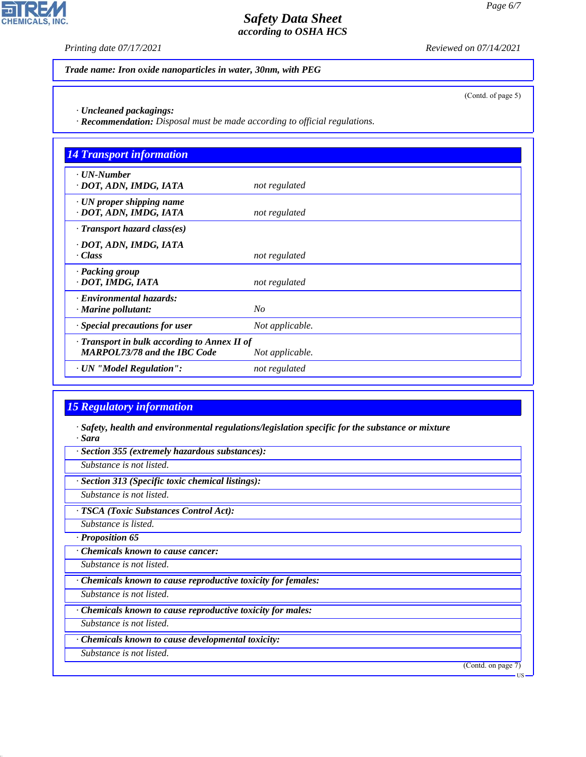Trade name: Iron oxide nanoparticles in water, 30nm, with PEG

(Contd. of page 5)

· **Uncleaned packagings:**
· **Recommendation:** Disposal must be made according to official regulations.

## 14 Transport information

| | |
|---|---|
| · **UN-Number**<br>· **DOT, ADN, IMDG, IATA** | not regulated |
| · **UN proper shipping name**<br>· **DOT, ADN, IMDG, IATA** | not regulated |
| · **Transport hazard class(es)**<br>· **DOT, ADN, IMDG, IATA**<br>· **Class** | not regulated |
| · **Packing group**<br>· **DOT, IMDG, IATA** | not regulated |
| · **Environmental hazards:**<br>· **Marine pollutant:** | No |
| · **Special precautions for user** | Not applicable. |
| · **Transport in bulk according to Annex II of MARPOL73/78 and the IBC Code** | Not applicable. |
| · **UN "Model Regulation":** | not regulated |

## 15 Regulatory information

· **Safety, health and environmental regulations/legislation specific for the substance or mixture**
· **Sara**

· **Section 355 (extremely hazardous substances):**
Substance is not listed.

· **Section 313 (Specific toxic chemical listings):**
Substance is not listed.

· **TSCA (Toxic Substances Control Act):**
Substance is listed.

· **Proposition 65**

· **Chemicals known to cause cancer:**
Substance is not listed.

· **Chemicals known to cause reproductive toxicity for females:**
Substance is not listed.

· **Chemicals known to cause reproductive toxicity for males:**
Substance is not listed.

· **Chemicals known to cause developmental toxicity:**
Substance is not listed.

(Contd. on page 7)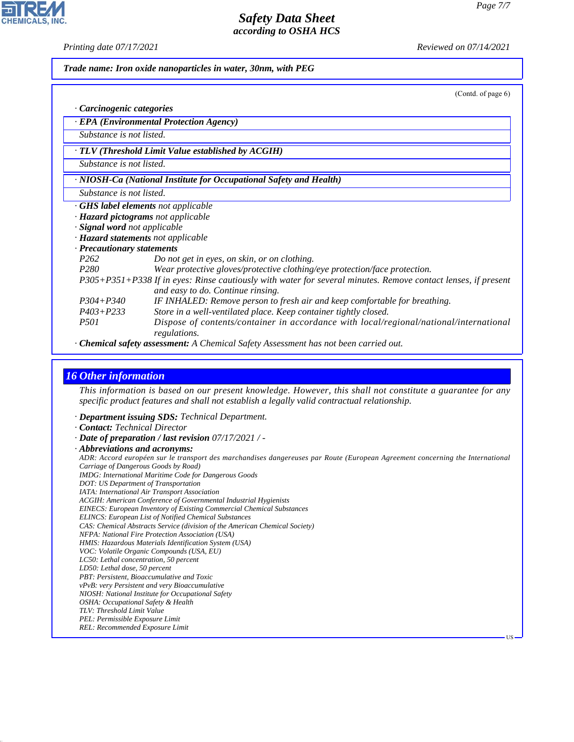**Trade name: Iron oxide nanoparticles in water, 30nm, with PEG**

(Contd. of page 6)

· **Carcinogenic categories**

· **EPA (Environmental Protection Agency)**

Substance is not listed.

· **TLV (Threshold Limit Value established by ACGIH)**

Substance is not listed.

· **NIOSH-Ca (National Institute for Occupational Safety and Health)**

Substance is not listed.

· **GHS label elements** not applicable
· **Hazard pictograms** not applicable
· **Signal word** not applicable
· **Hazard statements** not applicable
· **Precautionary statements**

| | |
|---|---|
| P262 | Do not get in eyes, on skin, or on clothing. |
| P280 | Wear protective gloves/protective clothing/eye protection/face protection. |
| P305+P351+P338 | If in eyes: Rinse cautiously with water for several minutes. Remove contact lenses, if present and easy to do. Continue rinsing. |
| P304+P340 | IF INHALED: Remove person to fresh air and keep comfortable for breathing. |
| P403+P233 | Store in a well-ventilated place. Keep container tightly closed. |
| P501 | Dispose of contents/container in accordance with local/regional/national/international regulations. |

· **Chemical safety assessment:** A Chemical Safety Assessment has not been carried out.

## 16 Other information

This information is based on our present knowledge. However, this shall not constitute a guarantee for any specific product features and shall not establish a legally valid contractual relationship.

· **Department issuing SDS:** Technical Department.
· **Contact:** Technical Director
· **Date of preparation / last revision** 07/17/2021 / -
· **Abbreviations and acronyms:**

ADR: Accord européen sur le transport des marchandises dangereuses par Route (European Agreement concerning the International Carriage of Dangerous Goods by Road)
IMDG: International Maritime Code for Dangerous Goods
DOT: US Department of Transportation
IATA: International Air Transport Association
ACGIH: American Conference of Governmental Industrial Hygienists
EINECS: European Inventory of Existing Commercial Chemical Substances
ELINCS: European List of Notified Chemical Substances
CAS: Chemical Abstracts Service (division of the American Chemical Society)
NFPA: National Fire Protection Association (USA)
HMIS: Hazardous Materials Identification System (USA)
VOC: Volatile Organic Compounds (USA, EU)
LC50: Lethal concentration, 50 percent
LD50: Lethal dose, 50 percent
PBT: Persistent, Bioaccumulative and Toxic
vPvB: very Persistent and very Bioaccumulative
NIOSH: National Institute for Occupational Safety
OSHA: Occupational Safety & Health
TLV: Threshold Limit Value
PEL: Permissible Exposure Limit
REL: Recommended Exposure Limit